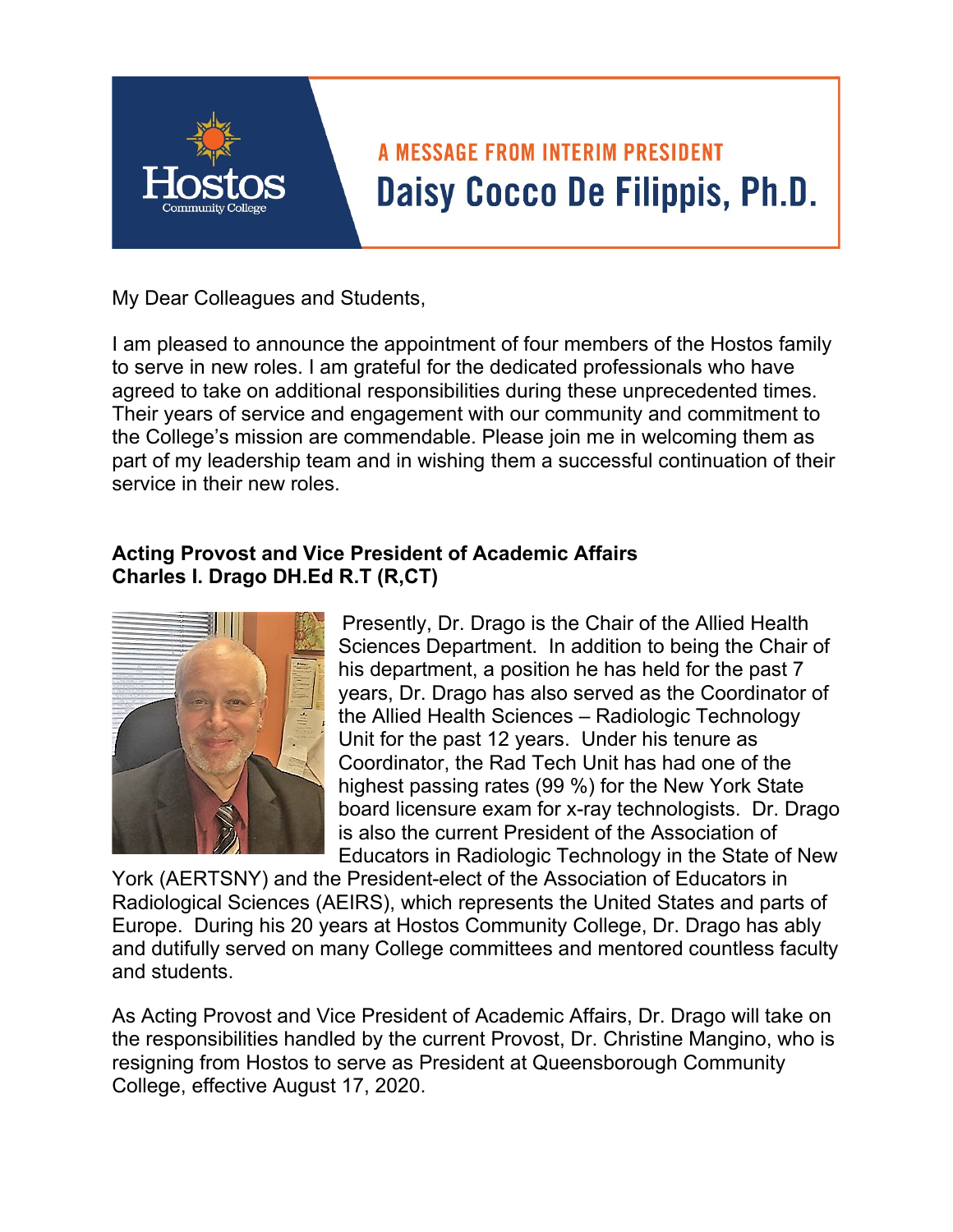# A MESSAGE FROM INTERIM PRESIDENT

## Daisy Cocco De Filippis, Ph.D.

My Dear Colleagues and Students,

I am pleased to announce the appointment of four members of the Hostos family to serve in new roles. I am grateful for the dedicated professionals who have agreed to take on additional responsibilities during these unprecedented times. Their years of service and engagement with our community and commitment to the College's mission are commendable. Please join me in welcoming them as part of my leadership team and in wishing them a successful continuation of their service in their new roles.

**Acting Provost and Vice President of Academic Affairs**
**Charles I. Drago DH.Ed R.T (R,CT)**

Presently, Dr. Drago is the Chair of the Allied Health Sciences Department. In addition to being the Chair of his department, a position he has held for the past 7 years, Dr. Drago has also served as the Coordinator of the Allied Health Sciences – Radiologic Technology Unit for the past 12 years. Under his tenure as Coordinator, the Rad Tech Unit has had one of the highest passing rates (99 %) for the New York State board licensure exam for x-ray technologists. Dr. Drago is also the current President of the Association of Educators in Radiologic Technology in the State of New York (AERTSNY) and the President-elect of the Association of Educators in Radiological Sciences (AEIRS), which represents the United States and parts of Europe. During his 20 years at Hostos Community College, Dr. Drago has ably and dutifully served on many College committees and mentored countless faculty and students.

As Acting Provost and Vice President of Academic Affairs, Dr. Drago will take on the responsibilities handled by the current Provost, Dr. Christine Mangino, who is resigning from Hostos to serve as President at Queensborough Community College, effective August 17, 2020.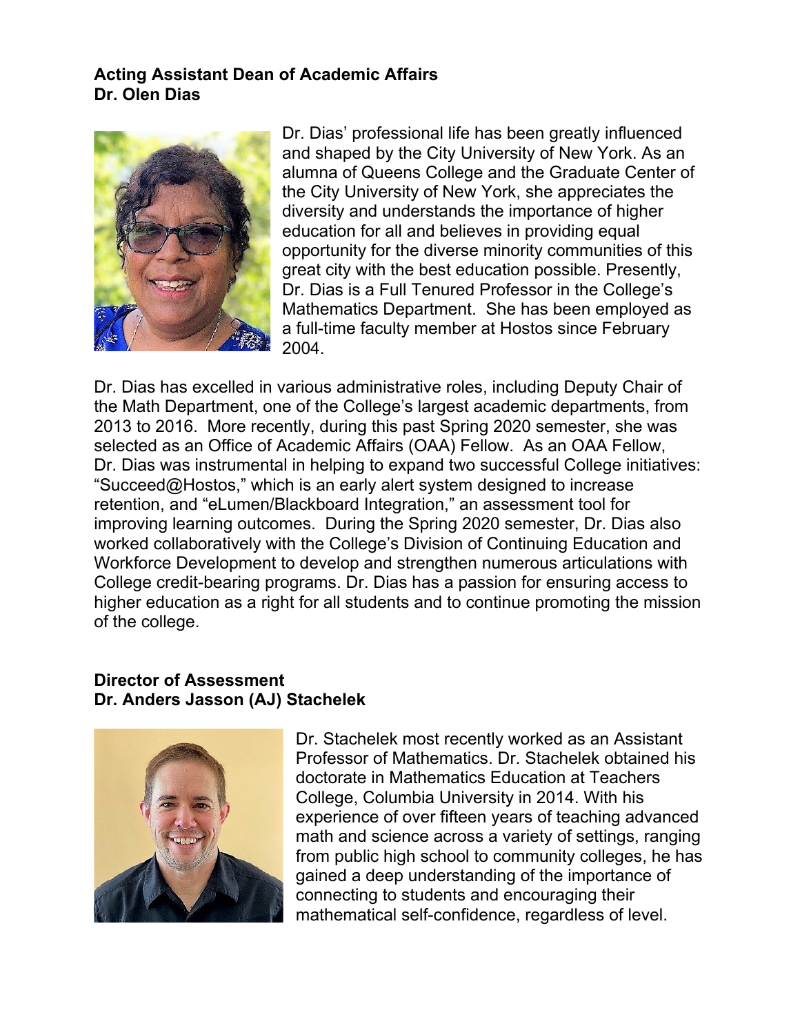**Acting Assistant Dean of Academic Affairs**
**Dr. Olen Dias**

Dr. Dias' professional life has been greatly influenced and shaped by the City University of New York. As an alumna of Queens College and the Graduate Center of the City University of New York, she appreciates the diversity and understands the importance of higher education for all and believes in providing equal opportunity for the diverse minority communities of this great city with the best education possible. Presently, Dr. Dias is a Full Tenured Professor in the College's Mathematics Department. She has been employed as a full-time faculty member at Hostos since February 2004.

Dr. Dias has excelled in various administrative roles, including Deputy Chair of the Math Department, one of the College's largest academic departments, from 2013 to 2016. More recently, during this past Spring 2020 semester, she was selected as an Office of Academic Affairs (OAA) Fellow. As an OAA Fellow, Dr. Dias was instrumental in helping to expand two successful College initiatives: "Succeed@Hostos," which is an early alert system designed to increase retention, and "eLumen/Blackboard Integration," an assessment tool for improving learning outcomes. During the Spring 2020 semester, Dr. Dias also worked collaboratively with the College's Division of Continuing Education and Workforce Development to develop and strengthen numerous articulations with College credit-bearing programs. Dr. Dias has a passion for ensuring access to higher education as a right for all students and to continue promoting the mission of the college.

**Director of Assessment**
**Dr. Anders Jasson (AJ) Stachelek**

Dr. Stachelek most recently worked as an Assistant Professor of Mathematics. Dr. Stachelek obtained his doctorate in Mathematics Education at Teachers College, Columbia University in 2014. With his experience of over fifteen years of teaching advanced math and science across a variety of settings, ranging from public high school to community colleges, he has gained a deep understanding of the importance of connecting to students and encouraging their mathematical self-confidence, regardless of level.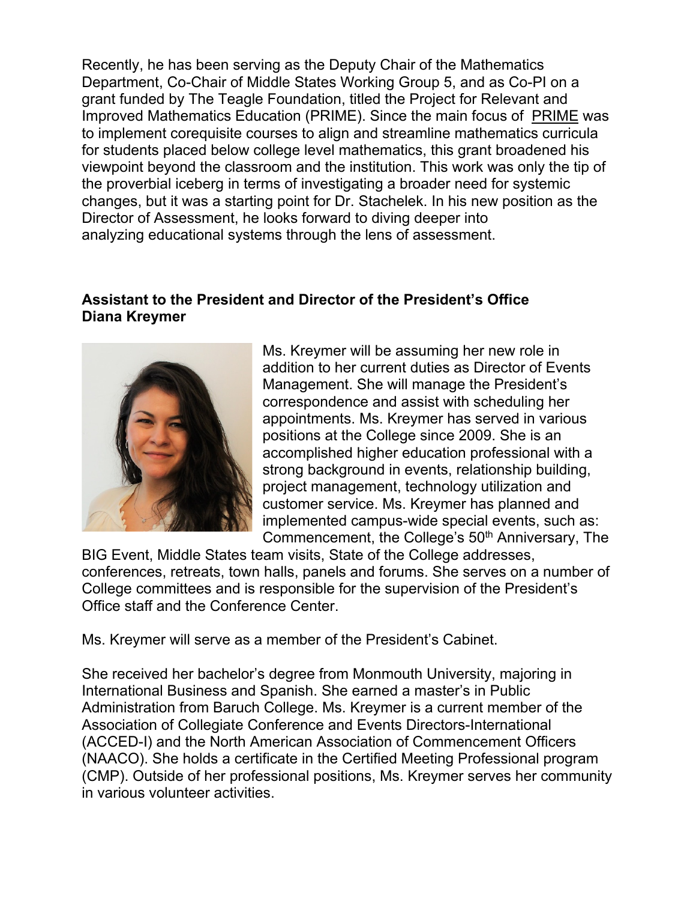Recently, he has been serving as the Deputy Chair of the Mathematics Department, Co-Chair of Middle States Working Group 5, and as Co-PI on a grant funded by The Teagle Foundation, titled the Project for Relevant and Improved Mathematics Education (PRIME). Since the main focus of PRIME was to implement corequisite courses to align and streamline mathematics curricula for students placed below college level mathematics, this grant broadened his viewpoint beyond the classroom and the institution. This work was only the tip of the proverbial iceberg in terms of investigating a broader need for systemic changes, but it was a starting point for Dr. Stachelek. In his new position as the Director of Assessment, he looks forward to diving deeper into analyzing educational systems through the lens of assessment.

**Assistant to the President and Director of the President's Office**
**Diana Kreymer**

Ms. Kreymer will be assuming her new role in addition to her current duties as Director of Events Management. She will manage the President's correspondence and assist with scheduling her appointments. Ms. Kreymer has served in various positions at the College since 2009. She is an accomplished higher education professional with a strong background in events, relationship building, project management, technology utilization and customer service. Ms. Kreymer has planned and implemented campus-wide special events, such as: Commencement, the College's 50th Anniversary, The BIG Event, Middle States team visits, State of the College addresses, conferences, retreats, town halls, panels and forums. She serves on a number of College committees and is responsible for the supervision of the President's Office staff and the Conference Center.

Ms. Kreymer will serve as a member of the President's Cabinet.

She received her bachelor's degree from Monmouth University, majoring in International Business and Spanish. She earned a master's in Public Administration from Baruch College. Ms. Kreymer is a current member of the Association of Collegiate Conference and Events Directors-International (ACCED-I) and the North American Association of Commencement Officers (NAACO). She holds a certificate in the Certified Meeting Professional program (CMP). Outside of her professional positions, Ms. Kreymer serves her community in various volunteer activities.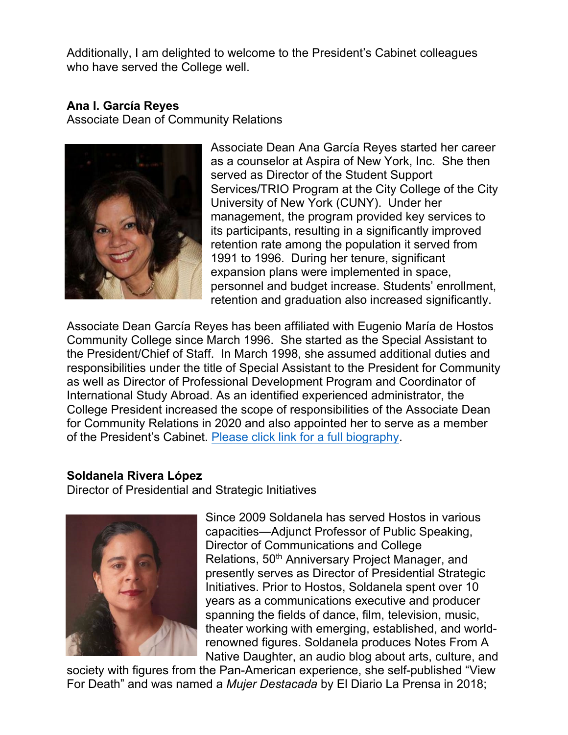Additionally, I am delighted to welcome to the President's Cabinet colleagues who have served the College well.

**Ana I. García Reyes**
Associate Dean of Community Relations

Associate Dean Ana García Reyes started her career as a counselor at Aspira of New York, Inc. She then served as Director of the Student Support Services/TRIO Program at the City College of the City University of New York (CUNY). Under her management, the program provided key services to its participants, resulting in a significantly improved retention rate among the population it served from 1991 to 1996. During her tenure, significant expansion plans were implemented in space, personnel and budget increase. Students' enrollment, retention and graduation also increased significantly.

Associate Dean García Reyes has been affiliated with Eugenio María de Hostos Community College since March 1996. She started as the Special Assistant to the President/Chief of Staff. In March 1998, she assumed additional duties and responsibilities under the title of Special Assistant to the President for Community as well as Director of Professional Development Program and Coordinator of International Study Abroad. As an identified experienced administrator, the College President increased the scope of responsibilities of the Associate Dean for Community Relations in 2020 and also appointed her to serve as a member of the President's Cabinet. Please click link for a full biography.

**Soldanela Rivera López**
Director of Presidential and Strategic Initiatives

Since 2009 Soldanela has served Hostos in various capacities—Adjunct Professor of Public Speaking, Director of Communications and College Relations, 50th Anniversary Project Manager, and presently serves as Director of Presidential Strategic Initiatives. Prior to Hostos, Soldanela spent over 10 years as a communications executive and producer spanning the fields of dance, film, television, music, theater working with emerging, established, and world-renowned figures. Soldanela produces Notes From A Native Daughter, an audio blog about arts, culture, and society with figures from the Pan-American experience, she self-published "View For Death" and was named a *Mujer Destacada* by El Diario La Prensa in 2018;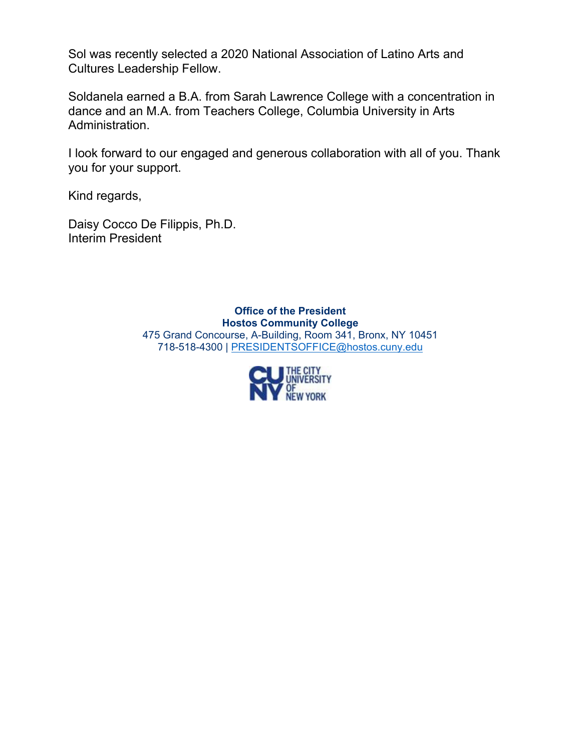Sol was recently selected a 2020 National Association of Latino Arts and Cultures Leadership Fellow.

Soldanela earned a B.A. from Sarah Lawrence College with a concentration in dance and an M.A. from Teachers College, Columbia University in Arts Administration.

I look forward to our engaged and generous collaboration with all of you. Thank you for your support.

Kind regards,

Daisy Cocco De Filippis, Ph.D.
Interim President

**Office of the President**
**Hostos Community College**
475 Grand Concourse, A-Building, Room 341, Bronx, NY 10451
718-518-4300 | PRESIDENTSOFFICE@hostos.cuny.edu

CUNY THE CITY UNIVERSITY OF NEW YORK